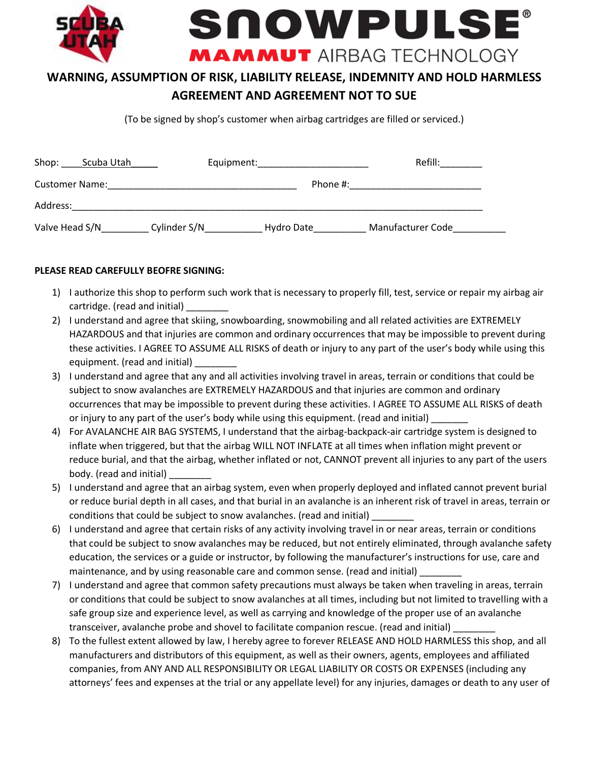SCUBA UTAH

SNOWPULSE®

MAMMUT AIRBAG TECHNOLOGY

## WARNING, ASSUMPTION OF RISK, LIABILITY RELEASE, INDEMNITY AND HOLD HARMLESS AGREEMENT AND AGREEMENT NOT TO SUE

(To be signed by shop's customer when airbag cartridges are filled or serviced.)

Shop: ____Scuba Utah_____ Equipment:____________________ Refill:________

Customer Name:___________________________________ Phone #:________________________

Address:___________________________________________________________________________

Valve Head S/N_________ Cylinder S/N___________ Hydro Date__________ Manufacturer Code__________

**PLEASE READ CAREFULLY BEOFRE SIGNING:**

1) I authorize this shop to perform such work that is necessary to properly fill, test, service or repair my airbag air cartridge. (read and initial) ________
2) I understand and agree that skiing, snowboarding, snowmobiling and all related activities are EXTREMELY HAZARDOUS and that injuries are common and ordinary occurrences that may be impossible to prevent during these activities. I AGREE TO ASSUME ALL RISKS of death or injury to any part of the user's body while using this equipment. (read and initial) ________
3) I understand and agree that any and all activities involving travel in areas, terrain or conditions that could be subject to snow avalanches are EXTREMELY HAZARDOUS and that injuries are common and ordinary occurrences that may be impossible to prevent during these activities. I AGREE TO ASSUME ALL RISKS of death or injury to any part of the user's body while using this equipment. (read and initial) _______
4) For AVALANCHE AIR BAG SYSTEMS, I understand that the airbag-backpack-air cartridge system is designed to inflate when triggered, but that the airbag WILL NOT INFLATE at all times when inflation might prevent or reduce burial, and that the airbag, whether inflated or not, CANNOT prevent all injuries to any part of the users body. (read and initial) ________
5) I understand and agree that an airbag system, even when properly deployed and inflated cannot prevent burial or reduce burial depth in all cases, and that burial in an avalanche is an inherent risk of travel in areas, terrain or conditions that could be subject to snow avalanches. (read and initial) ________
6) I understand and agree that certain risks of any activity involving travel in or near areas, terrain or conditions that could be subject to snow avalanches may be reduced, but not entirely eliminated, through avalanche safety education, the services or a guide or instructor, by following the manufacturer's instructions for use, care and maintenance, and by using reasonable care and common sense. (read and initial) ________
7) I understand and agree that common safety precautions must always be taken when traveling in areas, terrain or conditions that could be subject to snow avalanches at all times, including but not limited to travelling with a safe group size and experience level, as well as carrying and knowledge of the proper use of an avalanche transceiver, avalanche probe and shovel to facilitate companion rescue. (read and initial) ________
8) To the fullest extent allowed by law, I hereby agree to forever RELEASE AND HOLD HARMLESS this shop, and all manufacturers and distributors of this equipment, as well as their owners, agents, employees and affiliated companies, from ANY AND ALL RESPONSIBILITY OR LEGAL LIABILITY OR COSTS OR EXPENSES (including any attorneys' fees and expenses at the trial or any appellate level) for any injuries, damages or death to any user of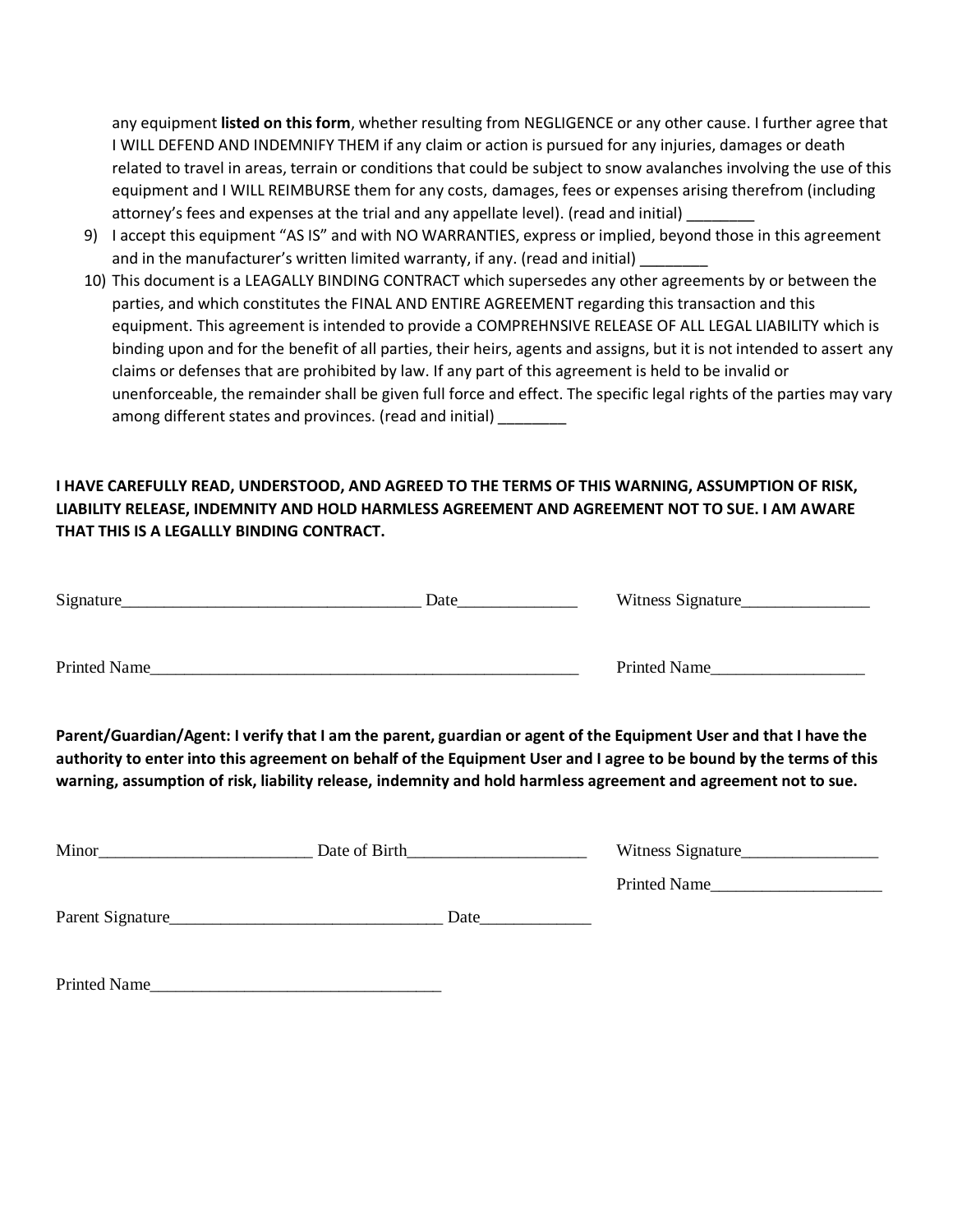any equipment **listed on this form**, whether resulting from NEGLIGENCE or any other cause. I further agree that I WILL DEFEND AND INDEMNIFY THEM if any claim or action is pursued for any injuries, damages or death related to travel in areas, terrain or conditions that could be subject to snow avalanches involving the use of this equipment and I WILL REIMBURSE them for any costs, damages, fees or expenses arising therefrom (including attorney's fees and expenses at the trial and any appellate level). (read and initial) ________

9) I accept this equipment "AS IS" and with NO WARRANTIES, express or implied, beyond those in this agreement and in the manufacturer's written limited warranty, if any. (read and initial) ________
10) This document is a LEAGALLY BINDING CONTRACT which supersedes any other agreements by or between the parties, and which constitutes the FINAL AND ENTIRE AGREEMENT regarding this transaction and this equipment. This agreement is intended to provide a COMPREHNSIVE RELEASE OF ALL LEGAL LIABILITY which is binding upon and for the benefit of all parties, their heirs, agents and assigns, but it is not intended to assert any claims or defenses that are prohibited by law. If any part of this agreement is held to be invalid or unenforceable, the remainder shall be given full force and effect. The specific legal rights of the parties may vary among different states and provinces. (read and initial) ________

**I HAVE CAREFULLY READ, UNDERSTOOD, AND AGREED TO THE TERMS OF THIS WARNING, ASSUMPTION OF RISK, LIABILITY RELEASE, INDEMNITY AND HOLD HARMLESS AGREEMENT AND AGREEMENT NOT TO SUE. I AM AWARE THAT THIS IS A LEGALLLY BINDING CONTRACT.**

Signature___________________________________ Date______________ Witness Signature_______________

Printed Name_____________________________________________________ Printed Name__________________

**Parent/Guardian/Agent: I verify that I am the parent, guardian or agent of the Equipment User and that I have the authority to enter into this agreement on behalf of the Equipment User and I agree to be bound by the terms of this warning, assumption of risk, liability release, indemnity and hold harmless agreement and agreement not to sue.**

Minor_________________________ Date of Birth_____________________ Witness Signature________________

Printed Name____________________

Parent Signature________________________________ Date_____________

Printed Name__________________________________